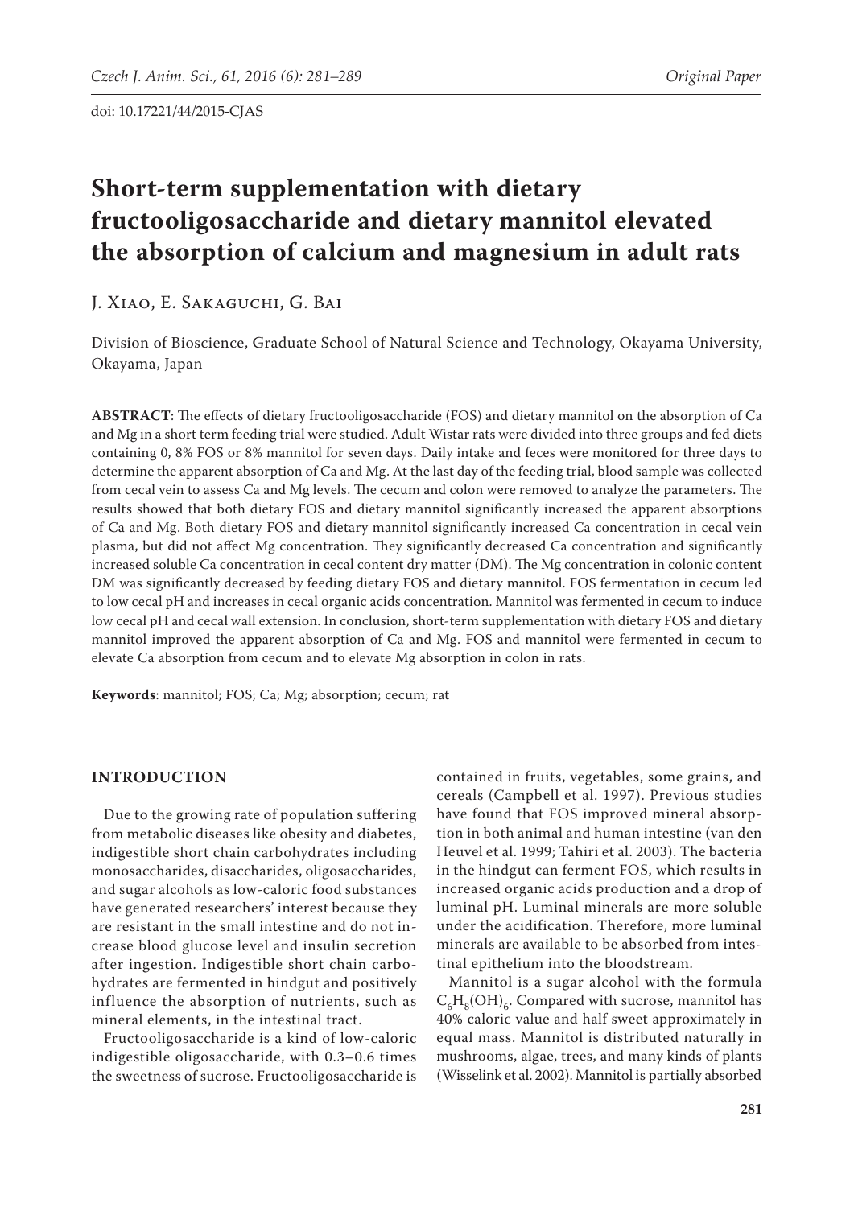doi: 10.17221/44/2015-CJAS

# Short-term supplementation with dietary fructooligosaccharide and dietary mannitol elevated the absorption of calcium and magnesium in adult rats

J. Xiao, E. Sakaguchi, G. Bai

Division of Bioscience, Graduate School of Natural Science and Technology, Okayama University, Okayama, Japan

**ABSTRACT**: The effects of dietary fructooligosaccharide (FOS) and dietary mannitol on the absorption of Ca and Mg in a short term feeding trial were studied. Adult Wistar rats were divided into three groups and fed diets containing 0, 8% FOS or 8% mannitol for seven days. Daily intake and feces were monitored for three days to determine the apparent absorption of Ca and Mg. At the last day of the feeding trial, blood sample was collected from cecal vein to assess Ca and Mg levels. The cecum and colon were removed to analyze the parameters. The results showed that both dietary FOS and dietary mannitol significantly increased the apparent absorptions of Ca and Mg. Both dietary FOS and dietary mannitol significantly increased Ca concentration in cecal vein plasma, but did not affect Mg concentration. They significantly decreased Ca concentration and significantly increased soluble Ca concentration in cecal content dry matter (DM). The Mg concentration in colonic content DM was significantly decreased by feeding dietary FOS and dietary mannitol. FOS fermentation in cecum led to low cecal pH and increases in cecal organic acids concentration. Mannitol was fermented in cecum to induce low cecal pH and cecal wall extension. In conclusion, short-term supplementation with dietary FOS and dietary mannitol improved the apparent absorption of Ca and Mg. FOS and mannitol were fermented in cecum to elevate Ca absorption from cecum and to elevate Mg absorption in colon in rats.

**Keywords**: mannitol; FOS; Ca; Mg; absorption; cecum; rat

## INTRODUCTION

Due to the growing rate of population suffering from metabolic diseases like obesity and diabetes, indigestible short chain carbohydrates including monosaccharides, disaccharides, oligosaccharides, and sugar alcohols as low-caloric food substances have generated researchers' interest because they are resistant in the small intestine and do not increase blood glucose level and insulin secretion after ingestion. Indigestible short chain carbohydrates are fermented in hindgut and positively influence the absorption of nutrients, such as mineral elements, in the intestinal tract.

Fructooligosaccharide is a kind of low-caloric indigestible oligosaccharide, with 0.3–0.6 times the sweetness of sucrose. Fructooligosaccharide is contained in fruits, vegetables, some grains, and cereals (Campbell et al. 1997). Previous studies have found that FOS improved mineral absorption in both animal and human intestine (van den Heuvel et al. 1999; Tahiri et al. 2003). The bacteria in the hindgut can ferment FOS, which results in increased organic acids production and a drop of luminal pH. Luminal minerals are more soluble under the acidification. Therefore, more luminal minerals are available to be absorbed from intestinal epithelium into the bloodstream.

Mannitol is a sugar alcohol with the formula $C_6H_8(OH)_6$. Compared with sucrose, mannitol has 40% caloric value and half sweet approximately in equal mass. Mannitol is distributed naturally in mushrooms, algae, trees, and many kinds of plants (Wisselink et al. 2002). Mannitol is partially absorbed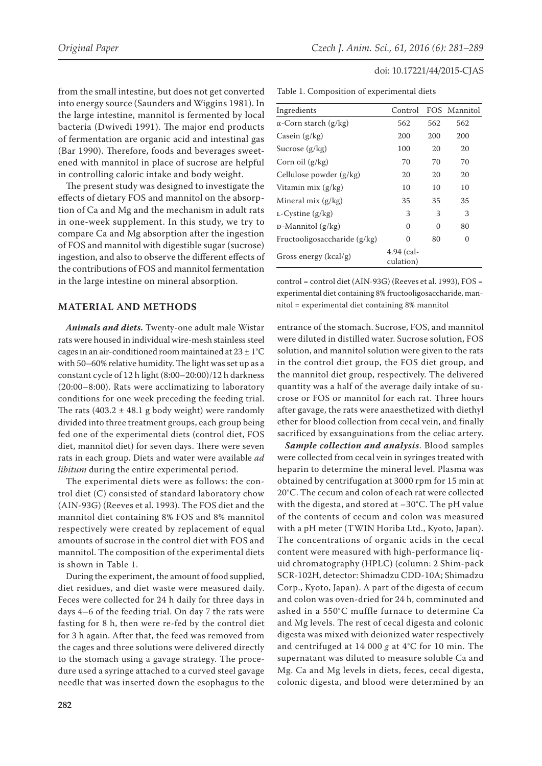from the small intestine, but does not get converted into energy source (Saunders and Wiggins 1981). In the large intestine, mannitol is fermented by local bacteria (Dwivedi 1991). The major end products of fermentation are organic acid and intestinal gas (Bar 1990). Therefore, foods and beverages sweetened with mannitol in place of sucrose are helpful in controlling caloric intake and body weight.

The present study was designed to investigate the effects of dietary FOS and mannitol on the absorption of Ca and Mg and the mechanism in adult rats in one-week supplement. In this study, we try to compare Ca and Mg absorption after the ingestion of FOS and mannitol with digestible sugar (sucrose) ingestion, and also to observe the different effects of the contributions of FOS and mannitol fermentation in the large intestine on mineral absorption.

## MATERIAL AND METHODS

***Animals and diets.*** Twenty-one adult male Wistar rats were housed in individual wire-mesh stainless steel cages in an air-conditioned room maintained at 23 ± 1°C with 50–60% relative humidity. The light was set up as a constant cycle of 12 h light (8:00–20:00)/12 h darkness (20:00–8:00). Rats were acclimatizing to laboratory conditions for one week preceding the feeding trial. The rats (403.2 ± 48.1 g body weight) were randomly divided into three treatment groups, each group being fed one of the experimental diets (control diet, FOS diet, mannitol diet) for seven days. There were seven rats in each group. Diets and water were available *ad libitum* during the entire experimental period.

The experimental diets were as follows: the control diet (C) consisted of standard laboratory chow (AIN-93G) (Reeves et al. 1993). The FOS diet and the mannitol diet containing 8% FOS and 8% mannitol respectively were created by replacement of equal amounts of sucrose in the control diet with FOS and mannitol. The composition of the experimental diets is shown in Table 1.

During the experiment, the amount of food supplied, diet residues, and diet waste were measured daily. Feces were collected for 24 h daily for three days in days 4–6 of the feeding trial. On day 7 the rats were fasting for 8 h, then were re-fed by the control diet for 3 h again. After that, the feed was removed from the cages and three solutions were delivered directly to the stomach using a gavage strategy. The procedure used a syringe attached to a curved steel gavage needle that was inserted down the esophagus to the entrance of the stomach. Sucrose, FOS, and mannitol were diluted in distilled water. Sucrose solution, FOS solution, and mannitol solution were given to the rats in the control diet group, the FOS diet group, and the mannitol diet group, respectively. The delivered quantity was a half of the average daily intake of sucrose or FOS or mannitol for each rat. Three hours after gavage, the rats were anaesthetized with diethyl ether for blood collection from cecal vein, and finally sacrificed by exsanguinations from the celiac artery.

Table 1. Composition of experimental diets

| Ingredients | Control | FOS | Mannitol |
|---|---|---|---|
| α-Corn starch (g/kg) | 562 | 562 | 562 |
| Casein (g/kg) | 200 | 200 | 200 |
| Sucrose (g/kg) | 100 | 20 | 20 |
| Corn oil (g/kg) | 70 | 70 | 70 |
| Cellulose powder (g/kg) | 20 | 20 | 20 |
| Vitamin mix (g/kg) | 10 | 10 | 10 |
| Mineral mix (g/kg) | 35 | 35 | 35 |
| L-Cystine (g/kg) | 3 | 3 | 3 |
| D-Mannitol (g/kg) | 0 | 0 | 80 |
| Fructooligosaccharide (g/kg) | 0 | 80 | 0 |
| Gross energy (kcal/g) | 4.94 (calculation) | | |

control = control diet (AIN-93G) (Reeves et al. 1993), FOS = experimental diet containing 8% fructooligosaccharide, mannitol = experimental diet containing 8% mannitol

***Sample collection and analysis*.** Blood samples were collected from cecal vein in syringes treated with heparin to determine the mineral level. Plasma was obtained by centrifugation at 3000 rpm for 15 min at 20°C. The cecum and colon of each rat were collected with the digesta, and stored at −30°C. The pH value of the contents of cecum and colon was measured with a pH meter (TWIN Horiba Ltd., Kyoto, Japan). The concentrations of organic acids in the cecal content were measured with high-performance liquid chromatography (HPLC) (column: 2 Shim-pack SCR-102H, detector: Shimadzu CDD-10A; Shimadzu Corp., Kyoto, Japan). A part of the digesta of cecum and colon was oven-dried for 24 h, comminuted and ashed in a 550°C muffle furnace to determine Ca and Mg levels. The rest of cecal digesta and colonic digesta was mixed with deionized water respectively and centrifuged at 14 000 *g* at 4°C for 10 min. The supernatant was diluted to measure soluble Ca and Mg. Ca and Mg levels in diets, feces, cecal digesta, colonic digesta, and blood were determined by an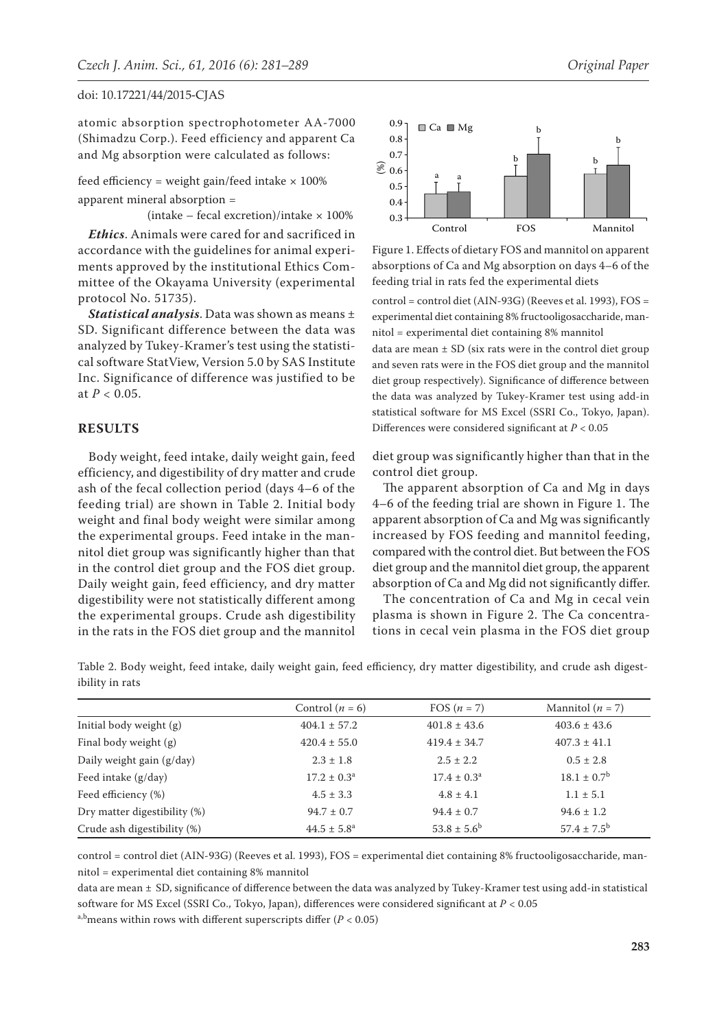atomic absorption spectrophotometer AA-7000 (Shimadzu Corp.). Feed efficiency and apparent Ca and Mg absorption were calculated as follows:

feed efficiency = weight gain/feed intake × 100%

apparent mineral absorption = (intake – fecal excretion)/intake × 100%

***Ethics***. Animals were cared for and sacrificed in accordance with the guidelines for animal experiments approved by the institutional Ethics Committee of the Okayama University (experimental protocol No. 51735).

***Statistical analysis***. Data was shown as means ± SD. Significant difference between the data was analyzed by Tukey-Kramer's test using the statistical software StatView, Version 5.0 by SAS Institute Inc. Significance of difference was justified to be at $P < 0.05$.

## RESULTS

Body weight, feed intake, daily weight gain, feed efficiency, and digestibility of dry matter and crude ash of the fecal collection period (days 4–6 of the feeding trial) are shown in Table 2. Initial body weight and final body weight were similar among the experimental groups. Feed intake in the mannitol diet group was significantly higher than that in the control diet group and the FOS diet group. Daily weight gain, feed efficiency, and dry matter digestibility were not statistically different among the experimental groups. Crude ash digestibility in the rats in the FOS diet group and the mannitol diet group was significantly higher than that in the control diet group.

The apparent absorption of Ca and Mg in days 4–6 of the feeding trial are shown in Figure 1. The apparent absorption of Ca and Mg was significantly increased by FOS feeding and mannitol feeding, compared with the control diet. But between the FOS diet group and the mannitol diet group, the apparent absorption of Ca and Mg did not significantly differ.

The concentration of Ca and Mg in cecal vein plasma is shown in Figure 2. The Ca concentrations in cecal vein plasma in the FOS diet group

Figure 1. Effects of dietary FOS and mannitol on apparent absorptions of Ca and Mg absorption on days 4–6 of the feeding trial in rats fed the experimental diets

control = control diet (AIN-93G) (Reeves et al. 1993), FOS = experimental diet containing 8% fructooligosaccharide, mannitol = experimental diet containing 8% mannitol

data are mean ± SD (six rats were in the control diet group and seven rats were in the FOS diet group and the mannitol diet group respectively). Significance of difference between the data was analyzed by Tukey-Kramer test using add-in statistical software for MS Excel (SSRI Co., Tokyo, Japan). Differences were considered significant at $P < 0.05$

Table 2. Body weight, feed intake, daily weight gain, feed efficiency, dry matter digestibility, and crude ash digestibility in rats

| | Control ($n = 6$) | FOS ($n = 7$) | Mannitol ($n = 7$) |
|---|---|---|---|
| Initial body weight (g) | 404.1 ± 57.2 | 401.8 ± 43.6 | 403.6 ± 43.6 |
| Final body weight (g) | 420.4 ± 55.0 | 419.4 ± 34.7 | 407.3 ± 41.1 |
| Daily weight gain (g/day) | 2.3 ± 1.8 | 2.5 ± 2.2 | 0.5 ± 2.8 |
| Feed intake (g/day) | $17.2 \pm 0.3^a$ | $17.4 \pm 0.3^a$ | $18.1 \pm 0.7^b$ |
| Feed efficiency (%) | 4.5 ± 3.3 | 4.8 ± 4.1 | 1.1 ± 5.1 |
| Dry matter digestibility (%) | 94.7 ± 0.7 | 94.4 ± 0.7 | 94.6 ± 1.2 |
| Crude ash digestibility (%) | $44.5 \pm 5.8^a$ | $53.8 \pm 5.6^b$ | $57.4 \pm 7.5^b$ |

control = control diet (AIN-93G) (Reeves et al. 1993), FOS = experimental diet containing 8% fructooligosaccharide, mannitol = experimental diet containing 8% mannitol

data are mean ± SD, significance of difference between the data was analyzed by Tukey-Kramer test using add-in statistical software for MS Excel (SSRI Co., Tokyo, Japan), differences were considered significant at $P < 0.05$

[a,b]means within rows with different superscripts differ ($P < 0.05$)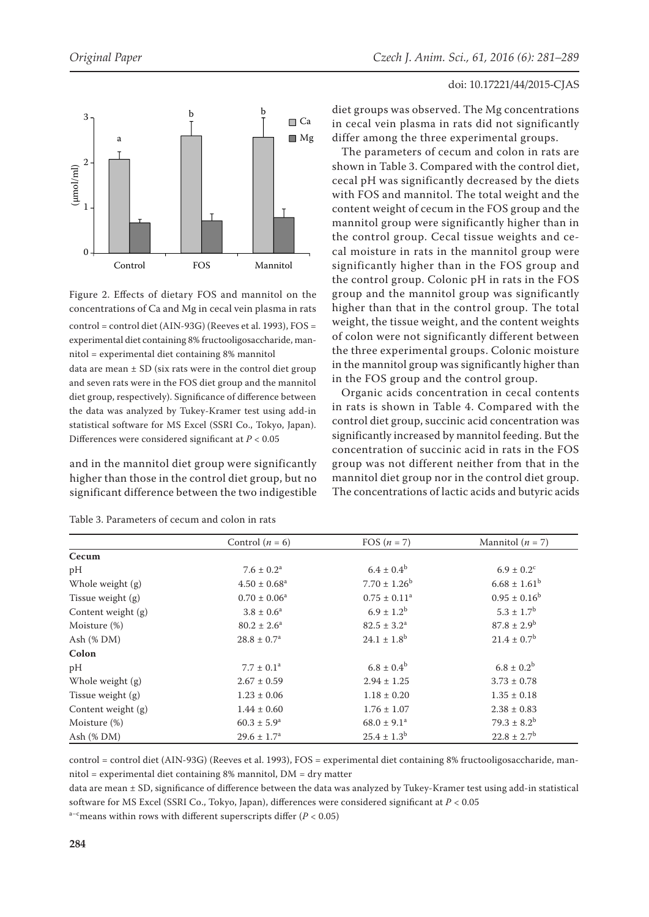Figure 2. Effects of dietary FOS and mannitol on the concentrations of Ca and Mg in cecal vein plasma in rats

control = control diet (AIN-93G) (Reeves et al. 1993), FOS = experimental diet containing 8% fructooligosaccharide, mannitol = experimental diet containing 8% mannitol

data are mean ± SD (six rats were in the control diet group and seven rats were in the FOS diet group and the mannitol diet group, respectively). Significance of difference between the data was analyzed by Tukey-Kramer test using add-in statistical software for MS Excel (SSRI Co., Tokyo, Japan). Differences were considered significant at $P < 0.05$

and in the mannitol diet group were significantly higher than those in the control diet group, but no significant difference between the two indigestible diet groups was observed. The Mg concentrations in cecal vein plasma in rats did not significantly differ among the three experimental groups.

The parameters of cecum and colon in rats are shown in Table 3. Compared with the control diet, cecal pH was significantly decreased by the diets with FOS and mannitol. The total weight and the content weight of cecum in the FOS group and the mannitol group were significantly higher than in the control group. Cecal tissue weights and cecal moisture in rats in the mannitol group were significantly higher than in the FOS group and the control group. Colonic pH in rats in the FOS group and the mannitol group was significantly higher than that in the control group. The total weight, the tissue weight, and the content weights of colon were not significantly different between the three experimental groups. Colonic moisture in the mannitol group was significantly higher than in the FOS group and the control group.

Organic acids concentration in cecal contents in rats is shown in Table 4. Compared with the control diet group, succinic acid concentration was significantly increased by mannitol feeding. But the concentration of succinic acid in rats in the FOS group was not different neither from that in the mannitol diet group nor in the control diet group. The concentrations of lactic acids and butyric acids

Table 3. Parameters of cecum and colon in rats

| | Control ($n = 6$) | FOS ($n = 7$) | Mannitol ($n = 7$) |
|---|---|---|---|
| **Cecum** | | | |
| pH | $7.6 \pm 0.2^a$ | $6.4 \pm 0.4^b$ | $6.9 \pm 0.2^c$ |
| Whole weight (g) | $4.50 \pm 0.68^a$ | $7.70 \pm 1.26^b$ | $6.68 \pm 1.61^b$ |
| Tissue weight (g) | $0.70 \pm 0.06^a$ | $0.75 \pm 0.11^a$ | $0.95 \pm 0.16^b$ |
| Content weight (g) | $3.8 \pm 0.6^a$ | $6.9 \pm 1.2^b$ | $5.3 \pm 1.7^b$ |
| Moisture (%) | $80.2 \pm 2.6^a$ | $82.5 \pm 3.2^a$ | $87.8 \pm 2.9^b$ |
| Ash (% DM) | $28.8 \pm 0.7^a$ | $24.1 \pm 1.8^b$ | $21.4 \pm 0.7^b$ |
| **Colon** | | | |
| pH | $7.7 \pm 0.1^a$ | $6.8 \pm 0.4^b$ | $6.8 \pm 0.2^b$ |
| Whole weight (g) | $2.67 \pm 0.59$ | $2.94 \pm 1.25$ | $3.73 \pm 0.78$ |
| Tissue weight (g) | $1.23 \pm 0.06$ | $1.18 \pm 0.20$ | $1.35 \pm 0.18$ |
| Content weight (g) | $1.44 \pm 0.60$ | $1.76 \pm 1.07$ | $2.38 \pm 0.83$ |
| Moisture (%) | $60.3 \pm 5.9^a$ | $68.0 \pm 9.1^a$ | $79.3 \pm 8.2^b$ |
| Ash (% DM) | $29.6 \pm 1.7^a$ | $25.4 \pm 1.3^b$ | $22.8 \pm 2.7^b$ |

control = control diet (AIN-93G) (Reeves et al. 1993), FOS = experimental diet containing 8% fructooligosaccharide, mannitol = experimental diet containing 8% mannitol, DM = dry matter

data are mean ± SD, significance of difference between the data was analyzed by Tukey-Kramer test using add-in statistical software for MS Excel (SSRI Co., Tokyo, Japan), differences were considered significant at $P < 0.05$

[a–c]means within rows with different superscripts differ ($P < 0.05$)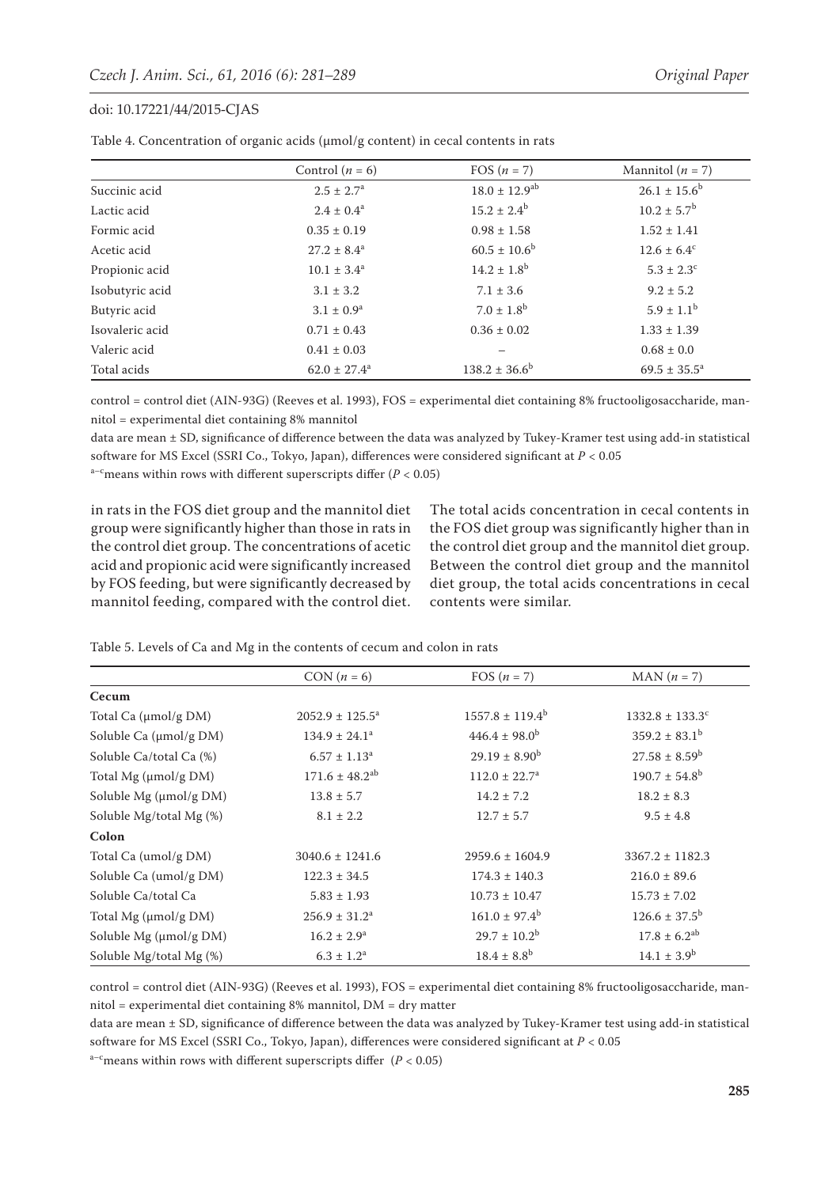Table 4. Concentration of organic acids (μmol/g content) in cecal contents in rats

| | Control ($n$ = 6) | FOS ($n$ = 7) | Mannitol ($n$ = 7) |
|---|---|---|---|
| Succinic acid | 2.5 ± 2.7[a] | 18.0 ± 12.9[ab] | 26.1 ± 15.6[b] |
| Lactic acid | 2.4 ± 0.4[a] | 15.2 ± 2.4[b] | 10.2 ± 5.7[b] |
| Formic acid | 0.35 ± 0.19 | 0.98 ± 1.58 | 1.52 ± 1.41 |
| Acetic acid | 27.2 ± 8.4[a] | 60.5 ± 10.6[b] | 12.6 ± 6.4[c] |
| Propionic acid | 10.1 ± 3.4[a] | 14.2 ± 1.8[b] | 5.3 ± 2.3[c] |
| Isobutyric acid | 3.1 ± 3.2 | 7.1 ± 3.6 | 9.2 ± 5.2 |
| Butyric acid | 3.1 ± 0.9[a] | 7.0 ± 1.8[b] | 5.9 ± 1.1[b] |
| Isovaleric acid | 0.71 ± 0.43 | 0.36 ± 0.02 | 1.33 ± 1.39 |
| Valeric acid | 0.41 ± 0.03 | – | 0.68 ± 0.0 |
| Total acids | 62.0 ± 27.4[a] | 138.2 ± 36.6[b] | 69.5 ± 35.5[a] |

control = control diet (AIN-93G) (Reeves et al. 1993), FOS = experimental diet containing 8% fructooligosaccharide, mannitol = experimental diet containing 8% mannitol

data are mean ± SD, significance of difference between the data was analyzed by Tukey-Kramer test using add-in statistical software for MS Excel (SSRI Co., Tokyo, Japan), differences were considered significant at $P < 0.05$

[a–c]means within rows with different superscripts differ ($P < 0.05$)

in rats in the FOS diet group and the mannitol diet group were significantly higher than those in rats in the control diet group. The concentrations of acetic acid and propionic acid were significantly increased by FOS feeding, but were significantly decreased by mannitol feeding, compared with the control diet. The total acids concentration in cecal contents in the FOS diet group was significantly higher than in the control diet group and the mannitol diet group. Between the control diet group and the mannitol diet group, the total acids concentrations in cecal contents were similar.

Table 5. Levels of Ca and Mg in the contents of cecum and colon in rats

| | CON ($n$ = 6) | FOS ($n$ = 7) | MAN ($n$ = 7) |
|---|---|---|---|
| **Cecum** | | | |
| Total Ca (μmol/g DM) | 2052.9 ± 125.5[a] | 1557.8 ± 119.4[b] | 1332.8 ± 133.3[c] |
| Soluble Ca (μmol/g DM) | 134.9 ± 24.1[a] | 446.4 ± 98.0[b] | 359.2 ± 83.1[b] |
| Soluble Ca/total Ca (%) | 6.57 ± 1.13[a] | 29.19 ± 8.90[b] | 27.58 ± 8.59[b] |
| Total Mg (μmol/g DM) | 171.6 ± 48.2[ab] | 112.0 ± 22.7[a] | 190.7 ± 54.8[b] |
| Soluble Mg (μmol/g DM) | 13.8 ± 5.7 | 14.2 ± 7.2 | 18.2 ± 8.3 |
| Soluble Mg/total Mg (%) | 8.1 ± 2.2 | 12.7 ± 5.7 | 9.5 ± 4.8 |
| **Colon** | | | |
| Total Ca (umol/g DM) | 3040.6 ± 1241.6 | 2959.6 ± 1604.9 | 3367.2 ± 1182.3 |
| Soluble Ca (umol/g DM) | 122.3 ± 34.5 | 174.3 ± 140.3 | 216.0 ± 89.6 |
| Soluble Ca/total Ca | 5.83 ± 1.93 | 10.73 ± 10.47 | 15.73 ± 7.02 |
| Total Mg (μmol/g DM) | 256.9 ± 31.2[a] | 161.0 ± 97.4[b] | 126.6 ± 37.5[b] |
| Soluble Mg (μmol/g DM) | 16.2 ± 2.9[a] | 29.7 ± 10.2[b] | 17.8 ± 6.2[ab] |
| Soluble Mg/total Mg (%) | 6.3 ± 1.2[a] | 18.4 ± 8.8[b] | 14.1 ± 3.9[b] |

control = control diet (AIN-93G) (Reeves et al. 1993), FOS = experimental diet containing 8% fructooligosaccharide, mannitol = experimental diet containing 8% mannitol, DM = dry matter

data are mean ± SD, significance of difference between the data was analyzed by Tukey-Kramer test using add-in statistical software for MS Excel (SSRI Co., Tokyo, Japan), differences were considered significant at $P < 0.05$

[a–c]means within rows with different superscripts differ ($P < 0.05$)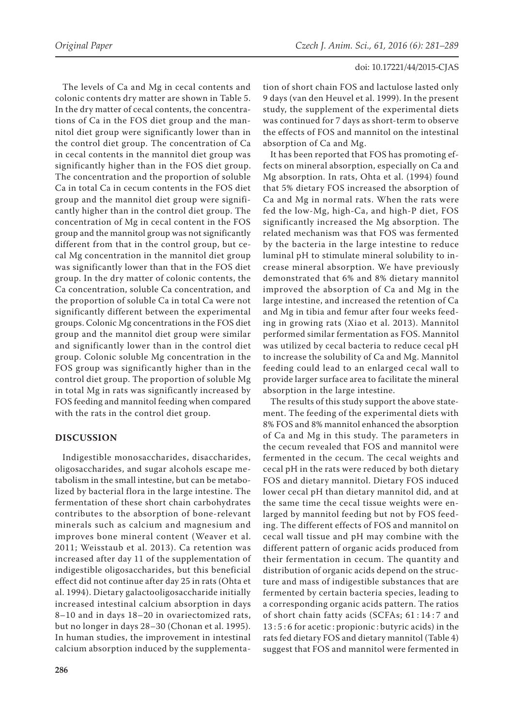The levels of Ca and Mg in cecal contents and colonic contents dry matter are shown in Table 5. In the dry matter of cecal contents, the concentrations of Ca in the FOS diet group and the mannitol diet group were significantly lower than in the control diet group. The concentration of Ca in cecal contents in the mannitol diet group was significantly higher than in the FOS diet group. The concentration and the proportion of soluble Ca in total Ca in cecum contents in the FOS diet group and the mannitol diet group were significantly higher than in the control diet group. The concentration of Mg in cecal content in the FOS group and the mannitol group was not significantly different from that in the control group, but cecal Mg concentration in the mannitol diet group was significantly lower than that in the FOS diet group. In the dry matter of colonic contents, the Ca concentration, soluble Ca concentration, and the proportion of soluble Ca in total Ca were not significantly different between the experimental groups. Colonic Mg concentrations in the FOS diet group and the mannitol diet group were similar and significantly lower than in the control diet group. Colonic soluble Mg concentration in the FOS group was significantly higher than in the control diet group. The proportion of soluble Mg in total Mg in rats was significantly increased by FOS feeding and mannitol feeding when compared with the rats in the control diet group.

## DISCUSSION

Indigestible monosaccharides, disaccharides, oligosaccharides, and sugar alcohols escape metabolism in the small intestine, but can be metabolized by bacterial flora in the large intestine. The fermentation of these short chain carbohydrates contributes to the absorption of bone-relevant minerals such as calcium and magnesium and improves bone mineral content (Weaver et al. 2011; Weisstaub et al. 2013). Ca retention was increased after day 11 of the supplementation of indigestible oligosaccharides, but this beneficial effect did not continue after day 25 in rats (Ohta et al. 1994). Dietary galactooligosaccharide initially increased intestinal calcium absorption in days 8–10 and in days 18–20 in ovariectomized rats, but no longer in days 28–30 (Chonan et al. 1995). In human studies, the improvement in intestinal calcium absorption induced by the supplementation of short chain FOS and lactulose lasted only 9 days (van den Heuvel et al. 1999). In the present study, the supplement of the experimental diets was continued for 7 days as short-term to observe the effects of FOS and mannitol on the intestinal absorption of Ca and Mg.

It has been reported that FOS has promoting effects on mineral absorption, especially on Ca and Mg absorption. In rats, Ohta et al. (1994) found that 5% dietary FOS increased the absorption of Ca and Mg in normal rats. When the rats were fed the low-Mg, high-Ca, and high-P diet, FOS significantly increased the Mg absorption. The related mechanism was that FOS was fermented by the bacteria in the large intestine to reduce luminal pH to stimulate mineral solubility to increase mineral absorption. We have previously demonstrated that 6% and 8% dietary mannitol improved the absorption of Ca and Mg in the large intestine, and increased the retention of Ca and Mg in tibia and femur after four weeks feeding in growing rats (Xiao et al. 2013). Mannitol performed similar fermentation as FOS. Mannitol was utilized by cecal bacteria to reduce cecal pH to increase the solubility of Ca and Mg. Mannitol feeding could lead to an enlarged cecal wall to provide larger surface area to facilitate the mineral absorption in the large intestine.

The results of this study support the above statement. The feeding of the experimental diets with 8% FOS and 8% mannitol enhanced the absorption of Ca and Mg in this study. The parameters in the cecum revealed that FOS and mannitol were fermented in the cecum. The cecal weights and cecal pH in the rats were reduced by both dietary FOS and dietary mannitol. Dietary FOS induced lower cecal pH than dietary mannitol did, and at the same time the cecal tissue weights were enlarged by mannitol feeding but not by FOS feeding. The different effects of FOS and mannitol on cecal wall tissue and pH may combine with the different pattern of organic acids produced from their fermentation in cecum. The quantity and distribution of organic acids depend on the structure and mass of indigestible substances that are fermented by certain bacteria species, leading to a corresponding organic acids pattern. The ratios of short chain fatty acids (SCFAs; 61 : 14 : 7 and 13 : 5 : 6 for acetic : propionic : butyric acids) in the rats fed dietary FOS and dietary mannitol (Table 4) suggest that FOS and mannitol were fermented in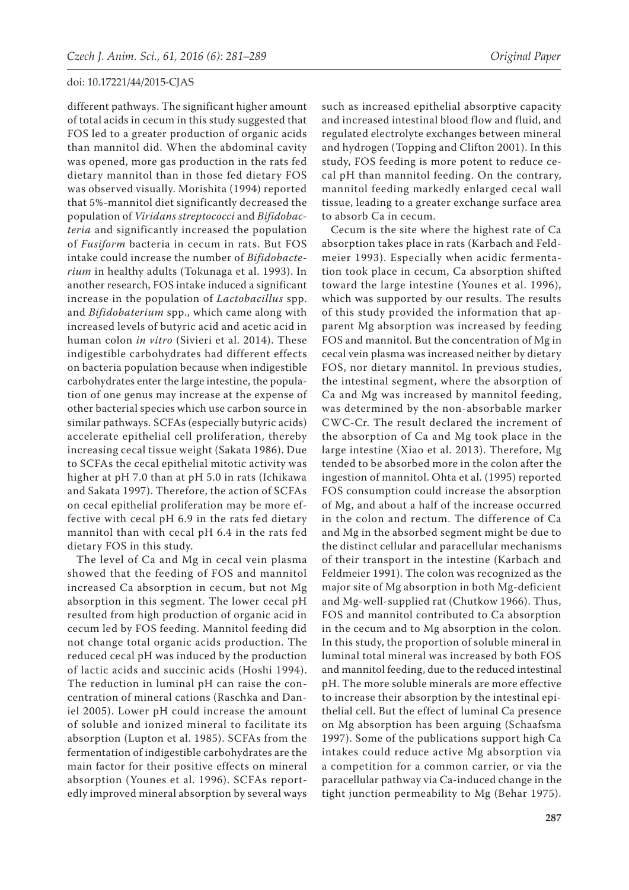different pathways. The significant higher amount of total acids in cecum in this study suggested that FOS led to a greater production of organic acids than mannitol did. When the abdominal cavity was opened, more gas production in the rats fed dietary mannitol than in those fed dietary FOS was observed visually. Morishita (1994) reported that 5%-mannitol diet significantly decreased the population of *Viridans streptococci* and *Bifidobacteria* and significantly increased the population of *Fusiform* bacteria in cecum in rats. But FOS intake could increase the number of *Bifidobacterium* in healthy adults (Tokunaga et al. 1993). In another research, FOS intake induced a significant increase in the population of *Lactobacillus* spp. and *Bifidobaterium* spp., which came along with increased levels of butyric acid and acetic acid in human colon *in vitro* (Sivieri et al. 2014). These indigestible carbohydrates had different effects on bacteria population because when indigestible carbohydrates enter the large intestine, the population of one genus may increase at the expense of other bacterial species which use carbon source in similar pathways. SCFAs (especially butyric acids) accelerate epithelial cell proliferation, thereby increasing cecal tissue weight (Sakata 1986). Due to SCFAs the cecal epithelial mitotic activity was higher at pH 7.0 than at pH 5.0 in rats (Ichikawa and Sakata 1997). Therefore, the action of SCFAs on cecal epithelial proliferation may be more effective with cecal pH 6.9 in the rats fed dietary mannitol than with cecal pH 6.4 in the rats fed dietary FOS in this study.

The level of Ca and Mg in cecal vein plasma showed that the feeding of FOS and mannitol increased Ca absorption in cecum, but not Mg absorption in this segment. The lower cecal pH resulted from high production of organic acid in cecum led by FOS feeding. Mannitol feeding did not change total organic acids production. The reduced cecal pH was induced by the production of lactic acids and succinic acids (Hoshi 1994). The reduction in luminal pH can raise the concentration of mineral cations (Raschka and Daniel 2005). Lower pH could increase the amount of soluble and ionized mineral to facilitate its absorption (Lupton et al. 1985). SCFAs from the fermentation of indigestible carbohydrates are the main factor for their positive effects on mineral absorption (Younes et al. 1996). SCFAs reportedly improved mineral absorption by several ways such as increased epithelial absorptive capacity and increased intestinal blood flow and fluid, and regulated electrolyte exchanges between mineral and hydrogen (Topping and Clifton 2001). In this study, FOS feeding is more potent to reduce cecal pH than mannitol feeding. On the contrary, mannitol feeding markedly enlarged cecal wall tissue, leading to a greater exchange surface area to absorb Ca in cecum.

Cecum is the site where the highest rate of Ca absorption takes place in rats (Karbach and Feldmeier 1993). Especially when acidic fermentation took place in cecum, Ca absorption shifted toward the large intestine (Younes et al. 1996), which was supported by our results. The results of this study provided the information that apparent Mg absorption was increased by feeding FOS and mannitol. But the concentration of Mg in cecal vein plasma was increased neither by dietary FOS, nor dietary mannitol. In previous studies, the intestinal segment, where the absorption of Ca and Mg was increased by mannitol feeding, was determined by the non-absorbable marker CWC-Cr. The result declared the increment of the absorption of Ca and Mg took place in the large intestine (Xiao et al. 2013). Therefore, Mg tended to be absorbed more in the colon after the ingestion of mannitol. Ohta et al. (1995) reported FOS consumption could increase the absorption of Mg, and about a half of the increase occurred in the colon and rectum. The difference of Ca and Mg in the absorbed segment might be due to the distinct cellular and paracellular mechanisms of their transport in the intestine (Karbach and Feldmeier 1991). The colon was recognized as the major site of Mg absorption in both Mg-deficient and Mg-well-supplied rat (Chutkow 1966). Thus, FOS and mannitol contributed to Ca absorption in the cecum and to Mg absorption in the colon. In this study, the proportion of soluble mineral in luminal total mineral was increased by both FOS and mannitol feeding, due to the reduced intestinal pH. The more soluble minerals are more effective to increase their absorption by the intestinal epithelial cell. But the effect of luminal Ca presence on Mg absorption has been arguing (Schaafsma 1997). Some of the publications support high Ca intakes could reduce active Mg absorption via a competition for a common carrier, or via the paracellular pathway via Ca-induced change in the tight junction permeability to Mg (Behar 1975).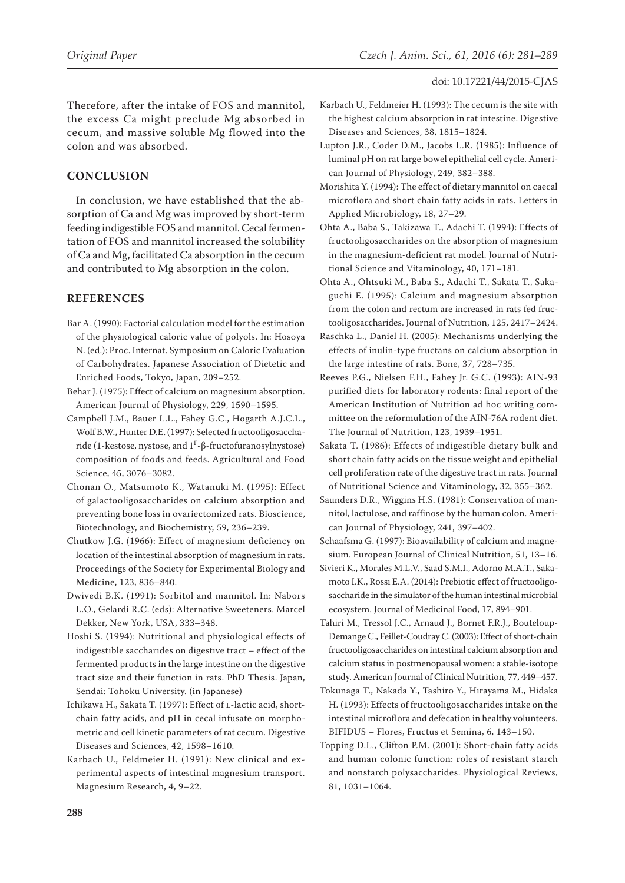Therefore, after the intake of FOS and mannitol, the excess Ca might preclude Mg absorbed in cecum, and massive soluble Mg flowed into the colon and was absorbed.

## CONCLUSION

In conclusion, we have established that the absorption of Ca and Mg was improved by short-term feeding indigestible FOS and mannitol. Cecal fermentation of FOS and mannitol increased the solubility of Ca and Mg, facilitated Ca absorption in the cecum and contributed to Mg absorption in the colon.

## REFERENCES

Bar A. (1990): Factorial calculation model for the estimation of the physiological caloric value of polyols. In: Hosoya N. (ed.): Proc. Internat. Symposium on Caloric Evaluation of Carbohydrates. Japanese Association of Dietetic and Enriched Foods, Tokyo, Japan, 209–252.

Behar J. (1975): Effect of calcium on magnesium absorption. American Journal of Physiology, 229, 1590–1595.

Campbell J.M., Bauer L.L., Fahey G.C., Hogarth A.J.C.L., Wolf B.W., Hunter D.E. (1997): Selected fructooligosaccharide (1-kestose, nystose, and $1^F$-β-fructofuranosylnystose) composition of foods and feeds. Agricultural and Food Science, 45, 3076–3082.

Chonan O., Matsumoto K., Watanuki M. (1995): Effect of galactooligosaccharides on calcium absorption and preventing bone loss in ovariectomized rats. Bioscience, Biotechnology, and Biochemistry, 59, 236–239.

Chutkow J.G. (1966): Effect of magnesium deficiency on location of the intestinal absorption of magnesium in rats. Proceedings of the Society for Experimental Biology and Medicine, 123, 836–840.

Dwivedi B.K. (1991): Sorbitol and mannitol. In: Nabors L.O., Gelardi R.C. (eds): Alternative Sweeteners. Marcel Dekker, New York, USA, 333–348.

Hoshi S. (1994): Nutritional and physiological effects of indigestible saccharides on digestive tract – effect of the fermented products in the large intestine on the digestive tract size and their function in rats. PhD Thesis. Japan, Sendai: Tohoku University. (in Japanese)

Ichikawa H., Sakata T. (1997): Effect of L-lactic acid, short-chain fatty acids, and pH in cecal infusate on morphometric and cell kinetic parameters of rat cecum. Digestive Diseases and Sciences, 42, 1598–1610.

Karbach U., Feldmeier H. (1991): New clinical and experimental aspects of intestinal magnesium transport. Magnesium Research, 4, 9–22.

Karbach U., Feldmeier H. (1993): The cecum is the site with the highest calcium absorption in rat intestine. Digestive Diseases and Sciences, 38, 1815–1824.

Lupton J.R., Coder D.M., Jacobs L.R. (1985): Influence of luminal pH on rat large bowel epithelial cell cycle. American Journal of Physiology, 249, 382–388.

Morishita Y. (1994): The effect of dietary mannitol on caecal microflora and short chain fatty acids in rats. Letters in Applied Microbiology, 18, 27–29.

Ohta A., Baba S., Takizawa T., Adachi T. (1994): Effects of fructooligosaccharides on the absorption of magnesium in the magnesium-deficient rat model. Journal of Nutritional Science and Vitaminology, 40, 171–181.

Ohta A., Ohtsuki M., Baba S., Adachi T., Sakata T., Sakaguchi E. (1995): Calcium and magnesium absorption from the colon and rectum are increased in rats fed fructooligosaccharides. Journal of Nutrition, 125, 2417–2424.

Raschka L., Daniel H. (2005): Mechanisms underlying the effects of inulin-type fructans on calcium absorption in the large intestine of rats. Bone, 37, 728–735.

Reeves P.G., Nielsen F.H., Fahey Jr. G.C. (1993): AIN-93 purified diets for laboratory rodents: final report of the American Institution of Nutrition ad hoc writing committee on the reformulation of the AIN-76A rodent diet. The Journal of Nutrition, 123, 1939–1951.

Sakata T. (1986): Effects of indigestible dietary bulk and short chain fatty acids on the tissue weight and epithelial cell proliferation rate of the digestive tract in rats. Journal of Nutritional Science and Vitaminology, 32, 355–362.

Saunders D.R., Wiggins H.S. (1981): Conservation of mannitol, lactulose, and raffinose by the human colon. American Journal of Physiology, 241, 397–402.

Schaafsma G. (1997): Bioavailability of calcium and magnesium. European Journal of Clinical Nutrition, 51, 13–16.

Sivieri K., Morales M.L.V., Saad S.M.I., Adorno M.A.T., Sakamoto I.K., Rossi E.A. (2014): Prebiotic effect of fructooligosaccharide in the simulator of the human intestinal microbial ecosystem. Journal of Medicinal Food, 17, 894–901.

Tahiri M., Tressol J.C., Arnaud J., Bornet F.R.J., Bouteloup-Demange C., Feillet-Coudray C. (2003): Effect of short-chain fructooligosaccharides on intestinal calcium absorption and calcium status in postmenopausal women: a stable-isotope study. American Journal of Clinical Nutrition, 77, 449–457.

Tokunaga T., Nakada Y., Tashiro Y., Hirayama M., Hidaka H. (1993): Effects of fructooligosaccharides intake on the intestinal microflora and defecation in healthy volunteers. BIFIDUS – Flores, Fructus et Semina, 6, 143–150.

Topping D.L., Clifton P.M. (2001): Short-chain fatty acids and human colonic function: roles of resistant starch and nonstarch polysaccharides. Physiological Reviews, 81, 1031–1064.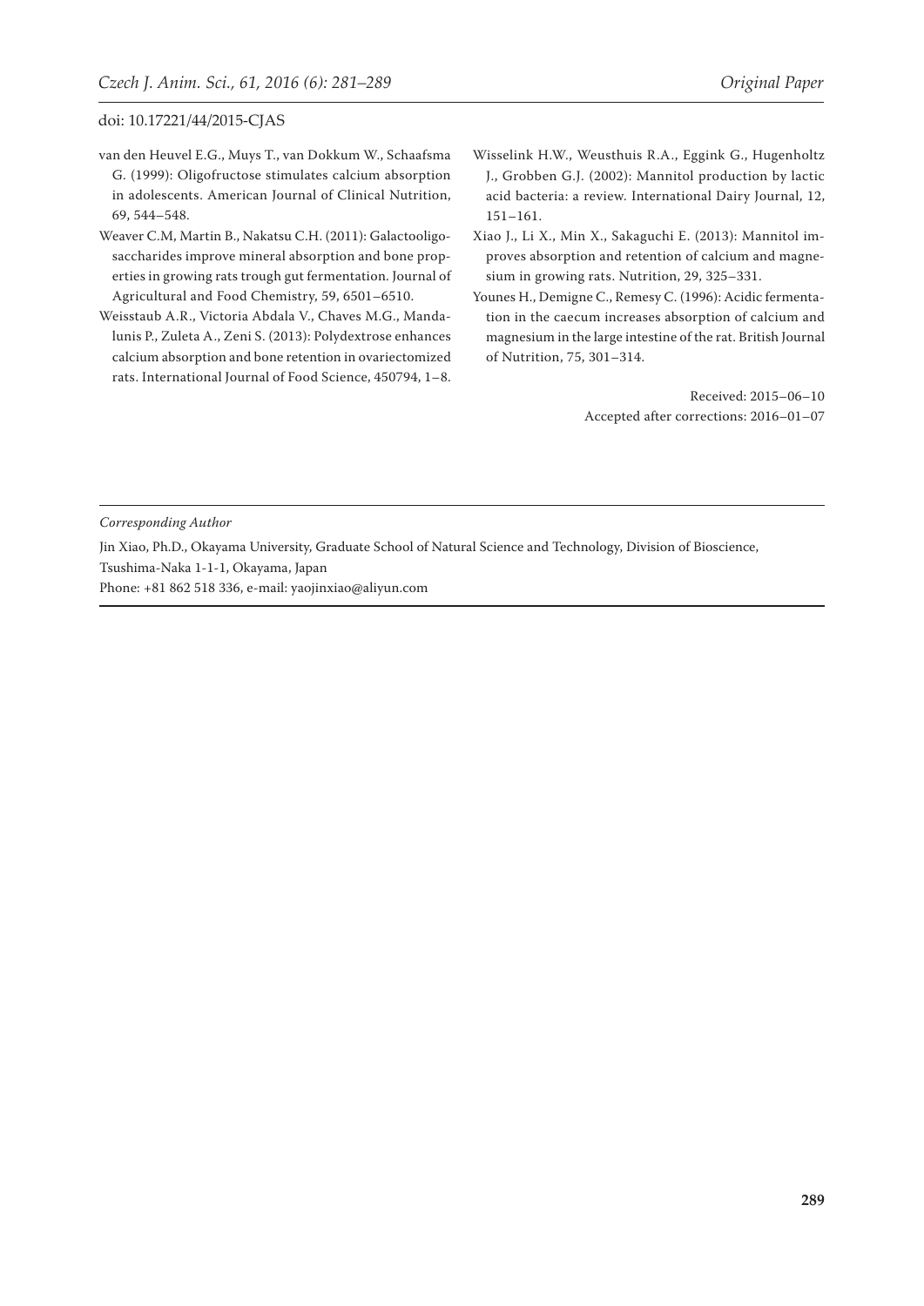van den Heuvel E.G., Muys T., van Dokkum W., Schaafsma G. (1999): Oligofructose stimulates calcium absorption in adolescents. American Journal of Clinical Nutrition, 69, 544–548.

Weaver C.M, Martin B., Nakatsu C.H. (2011): Galactooligosaccharides improve mineral absorption and bone properties in growing rats trough gut fermentation. Journal of Agricultural and Food Chemistry, 59, 6501–6510.

Weisstaub A.R., Victoria Abdala V., Chaves M.G., Mandalunis P., Zuleta A., Zeni S. (2013): Polydextrose enhances calcium absorption and bone retention in ovariectomized rats. International Journal of Food Science, 450794, 1–8.

Wisselink H.W., Weusthuis R.A., Eggink G., Hugenholtz J., Grobben G.J. (2002): Mannitol production by lactic acid bacteria: a review. International Dairy Journal, 12, 151–161.

Xiao J., Li X., Min X., Sakaguchi E. (2013): Mannitol improves absorption and retention of calcium and magnesium in growing rats. Nutrition, 29, 325–331.

Younes H., Demigne C., Remesy C. (1996): Acidic fermentation in the caecum increases absorption of calcium and magnesium in the large intestine of the rat. British Journal of Nutrition, 75, 301–314.

Received: 2015–06–10
Accepted after corrections: 2016–01–07

*Corresponding Author*

Jin Xiao, Ph.D., Okayama University, Graduate School of Natural Science and Technology, Division of Bioscience, Tsushima-Naka 1-1-1, Okayama, Japan
Phone: +81 862 518 336, e-mail: yaojinxiao@aliyun.com